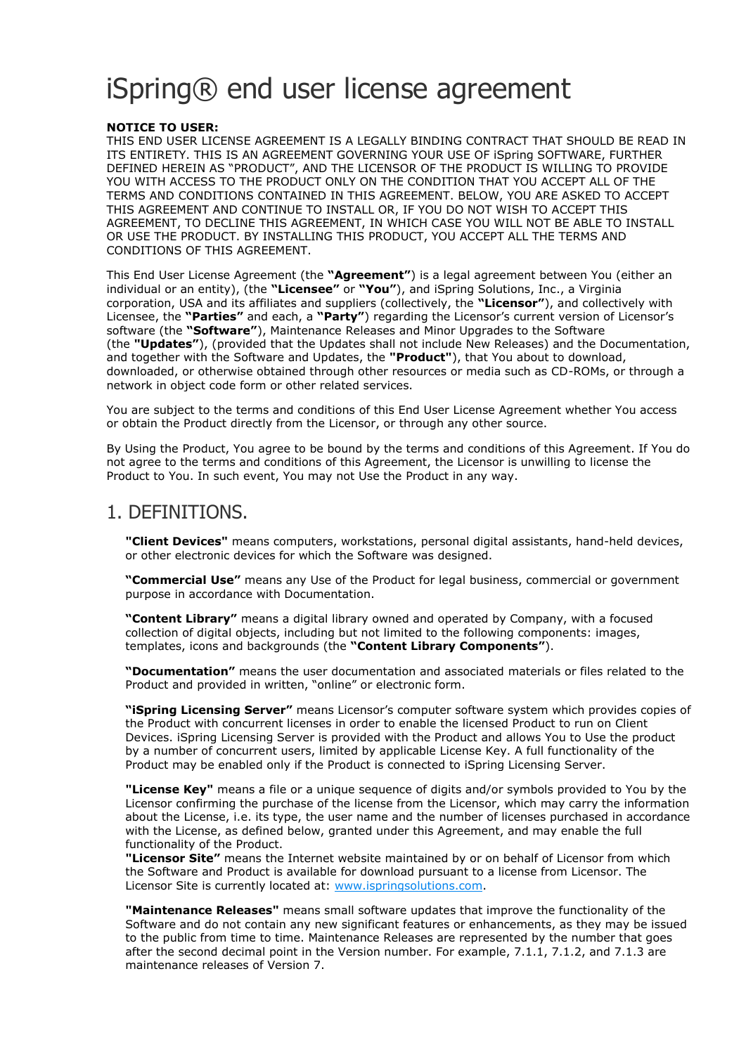# iSpring® end user license agreement

**NOTICE TO USER:**
THIS END USER LICENSE AGREEMENT IS A LEGALLY BINDING CONTRACT THAT SHOULD BE READ IN ITS ENTIRETY. THIS IS AN AGREEMENT GOVERNING YOUR USE OF iSpring SOFTWARE, FURTHER DEFINED HEREIN AS "PRODUCT", AND THE LICENSOR OF THE PRODUCT IS WILLING TO PROVIDE YOU WITH ACCESS TO THE PRODUCT ONLY ON THE CONDITION THAT YOU ACCEPT ALL OF THE TERMS AND CONDITIONS CONTAINED IN THIS AGREEMENT. BELOW, YOU ARE ASKED TO ACCEPT THIS AGREEMENT AND CONTINUE TO INSTALL OR, IF YOU DO NOT WISH TO ACCEPT THIS AGREEMENT, TO DECLINE THIS AGREEMENT, IN WHICH CASE YOU WILL NOT BE ABLE TO INSTALL OR USE THE PRODUCT. BY INSTALLING THIS PRODUCT, YOU ACCEPT ALL THE TERMS AND CONDITIONS OF THIS AGREEMENT.

This End User License Agreement (the **"Agreement"**) is a legal agreement between You (either an individual or an entity), (the **"Licensee"** or **"You"**), and iSpring Solutions, Inc., a Virginia corporation, USA and its affiliates and suppliers (collectively, the **"Licensor"**), and collectively with Licensee, the **"Parties"** and each, a **"Party"**) regarding the Licensor's current version of Licensor's software (the **"Software"**), Maintenance Releases and Minor Upgrades to the Software (the **"Updates"**), (provided that the Updates shall not include New Releases) and the Documentation, and together with the Software and Updates, the **"Product"**), that You about to download, downloaded, or otherwise obtained through other resources or media such as CD-ROMs, or through a network in object code form or other related services.

You are subject to the terms and conditions of this End User License Agreement whether You access or obtain the Product directly from the Licensor, or through any other source.

By Using the Product, You agree to be bound by the terms and conditions of this Agreement. If You do not agree to the terms and conditions of this Agreement, the Licensor is unwilling to license the Product to You. In such event, You may not Use the Product in any way.

## 1. DEFINITIONS.

**"Client Devices"** means computers, workstations, personal digital assistants, hand-held devices, or other electronic devices for which the Software was designed.

**"Commercial Use"** means any Use of the Product for legal business, commercial or government purpose in accordance with Documentation.

**"Content Library"** means a digital library owned and operated by Company, with a focused collection of digital objects, including but not limited to the following components: images, templates, icons and backgrounds (the **"Content Library Components"**).

**"Documentation"** means the user documentation and associated materials or files related to the Product and provided in written, "online" or electronic form.

**"iSpring Licensing Server"** means Licensor's computer software system which provides copies of the Product with concurrent licenses in order to enable the licensed Product to run on Client Devices. iSpring Licensing Server is provided with the Product and allows You to Use the product by a number of concurrent users, limited by applicable License Key. A full functionality of the Product may be enabled only if the Product is connected to iSpring Licensing Server.

**"License Key"** means a file or a unique sequence of digits and/or symbols provided to You by the Licensor confirming the purchase of the license from the Licensor, which may carry the information about the License, i.e. its type, the user name and the number of licenses purchased in accordance with the License, as defined below, granted under this Agreement, and may enable the full functionality of the Product.

**"Licensor Site"** means the Internet website maintained by or on behalf of Licensor from which the Software and Product is available for download pursuant to a license from Licensor. The Licensor Site is currently located at: www.ispringsolutions.com.

**"Maintenance Releases"** means small software updates that improve the functionality of the Software and do not contain any new significant features or enhancements, as they may be issued to the public from time to time. Maintenance Releases are represented by the number that goes after the second decimal point in the Version number. For example, 7.1.1, 7.1.2, and 7.1.3 are maintenance releases of Version 7.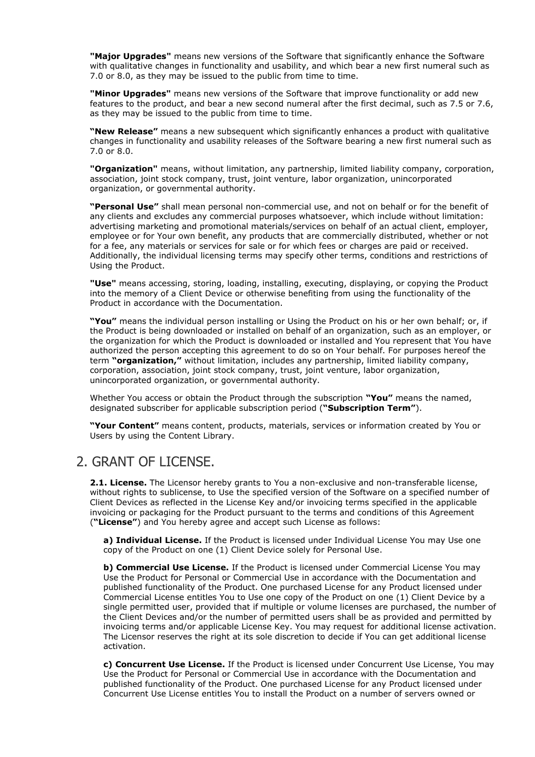**"Major Upgrades"** means new versions of the Software that significantly enhance the Software with qualitative changes in functionality and usability, and which bear a new first numeral such as 7.0 or 8.0, as they may be issued to the public from time to time.

**"Minor Upgrades"** means new versions of the Software that improve functionality or add new features to the product, and bear a new second numeral after the first decimal, such as 7.5 or 7.6, as they may be issued to the public from time to time.

**"New Release"** means a new subsequent which significantly enhances a product with qualitative changes in functionality and usability releases of the Software bearing a new first numeral such as 7.0 or 8.0.

**"Organization"** means, without limitation, any partnership, limited liability company, corporation, association, joint stock company, trust, joint venture, labor organization, unincorporated organization, or governmental authority.

**"Personal Use"** shall mean personal non-commercial use, and not on behalf or for the benefit of any clients and excludes any commercial purposes whatsoever, which include without limitation: advertising marketing and promotional materials/services on behalf of an actual client, employer, employee or for Your own benefit, any products that are commercially distributed, whether or not for a fee, any materials or services for sale or for which fees or charges are paid or received. Additionally, the individual licensing terms may specify other terms, conditions and restrictions of Using the Product.

**"Use"** means accessing, storing, loading, installing, executing, displaying, or copying the Product into the memory of a Client Device or otherwise benefiting from using the functionality of the Product in accordance with the Documentation.

**"You"** means the individual person installing or Using the Product on his or her own behalf; or, if the Product is being downloaded or installed on behalf of an organization, such as an employer, or the organization for which the Product is downloaded or installed and You represent that You have authorized the person accepting this agreement to do so on Your behalf. For purposes hereof the term **"organization,"** without limitation, includes any partnership, limited liability company, corporation, association, joint stock company, trust, joint venture, labor organization, unincorporated organization, or governmental authority.

Whether You access or obtain the Product through the subscription **"You"** means the named, designated subscriber for applicable subscription period (**"Subscription Term"**).

**"Your Content"** means content, products, materials, services or information created by You or Users by using the Content Library.

## 2. GRANT OF LICENSE.

**2.1. License.** The Licensor hereby grants to You a non-exclusive and non-transferable license, without rights to sublicense, to Use the specified version of the Software on a specified number of Client Devices as reflected in the License Key and/or invoicing terms specified in the applicable invoicing or packaging for the Product pursuant to the terms and conditions of this Agreement (**"License"**) and You hereby agree and accept such License as follows:

**a) Individual License.** If the Product is licensed under Individual License You may Use one copy of the Product on one (1) Client Device solely for Personal Use.

**b) Commercial Use License.** If the Product is licensed under Commercial License You may Use the Product for Personal or Commercial Use in accordance with the Documentation and published functionality of the Product. One purchased License for any Product licensed under Commercial License entitles You to Use one copy of the Product on one (1) Client Device by a single permitted user, provided that if multiple or volume licenses are purchased, the number of the Client Devices and/or the number of permitted users shall be as provided and permitted by invoicing terms and/or applicable License Key. You may request for additional license activation. The Licensor reserves the right at its sole discretion to decide if You can get additional license activation.

**c) Concurrent Use License.** If the Product is licensed under Concurrent Use License, You may Use the Product for Personal or Commercial Use in accordance with the Documentation and published functionality of the Product. One purchased License for any Product licensed under Concurrent Use License entitles You to install the Product on a number of servers owned or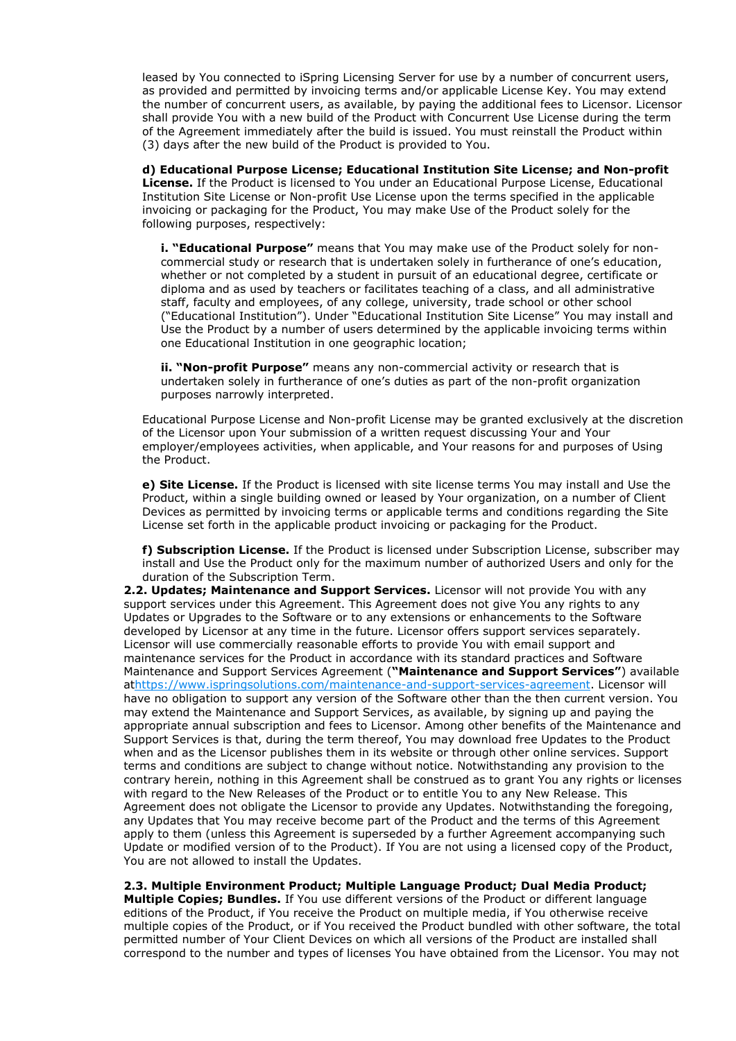leased by You connected to iSpring Licensing Server for use by a number of concurrent users, as provided and permitted by invoicing terms and/or applicable License Key. You may extend the number of concurrent users, as available, by paying the additional fees to Licensor. Licensor shall provide You with a new build of the Product with Concurrent Use License during the term of the Agreement immediately after the build is issued. You must reinstall the Product within (3) days after the new build of the Product is provided to You.

**d) Educational Purpose License; Educational Institution Site License; and Non-profit License.** If the Product is licensed to You under an Educational Purpose License, Educational Institution Site License or Non-profit Use License upon the terms specified in the applicable invoicing or packaging for the Product, You may make Use of the Product solely for the following purposes, respectively:

**i. "Educational Purpose"** means that You may make use of the Product solely for non-commercial study or research that is undertaken solely in furtherance of one's education, whether or not completed by a student in pursuit of an educational degree, certificate or diploma and as used by teachers or facilitates teaching of a class, and all administrative staff, faculty and employees, of any college, university, trade school or other school ("Educational Institution"). Under "Educational Institution Site License" You may install and Use the Product by a number of users determined by the applicable invoicing terms within one Educational Institution in one geographic location;

**ii. "Non-profit Purpose"** means any non-commercial activity or research that is undertaken solely in furtherance of one's duties as part of the non-profit organization purposes narrowly interpreted.

Educational Purpose License and Non-profit License may be granted exclusively at the discretion of the Licensor upon Your submission of a written request discussing Your and Your employer/employees activities, when applicable, and Your reasons for and purposes of Using the Product.

**e) Site License.** If the Product is licensed with site license terms You may install and Use the Product, within a single building owned or leased by Your organization, on a number of Client Devices as permitted by invoicing terms or applicable terms and conditions regarding the Site License set forth in the applicable product invoicing or packaging for the Product.

**f) Subscription License.** If the Product is licensed under Subscription License, subscriber may install and Use the Product only for the maximum number of authorized Users and only for the duration of the Subscription Term.

**2.2. Updates; Maintenance and Support Services.** Licensor will not provide You with any support services under this Agreement. This Agreement does not give You any rights to any Updates or Upgrades to the Software or to any extensions or enhancements to the Software developed by Licensor at any time in the future. Licensor offers support services separately. Licensor will use commercially reasonable efforts to provide You with email support and maintenance services for the Product in accordance with its standard practices and Software Maintenance and Support Services Agreement (**"Maintenance and Support Services"**) available at[https://www.ispringsolutions.com/maintenance-and-support-services-agreement](https://www.ispringsolutions.com/maintenance-and-support-services-agreement). Licensor will have no obligation to support any version of the Software other than the then current version. You may extend the Maintenance and Support Services, as available, by signing up and paying the appropriate annual subscription and fees to Licensor. Among other benefits of the Maintenance and Support Services is that, during the term thereof, You may download free Updates to the Product when and as the Licensor publishes them in its website or through other online services. Support terms and conditions are subject to change without notice. Notwithstanding any provision to the contrary herein, nothing in this Agreement shall be construed as to grant You any rights or licenses with regard to the New Releases of the Product or to entitle You to any New Release. This Agreement does not obligate the Licensor to provide any Updates. Notwithstanding the foregoing, any Updates that You may receive become part of the Product and the terms of this Agreement apply to them (unless this Agreement is superseded by a further Agreement accompanying such Update or modified version of to the Product). If You are not using a licensed copy of the Product, You are not allowed to install the Updates.

**2.3. Multiple Environment Product; Multiple Language Product; Dual Media Product; Multiple Copies; Bundles.** If You use different versions of the Product or different language editions of the Product, if You receive the Product on multiple media, if You otherwise receive multiple copies of the Product, or if You received the Product bundled with other software, the total permitted number of Your Client Devices on which all versions of the Product are installed shall correspond to the number and types of licenses You have obtained from the Licensor. You may not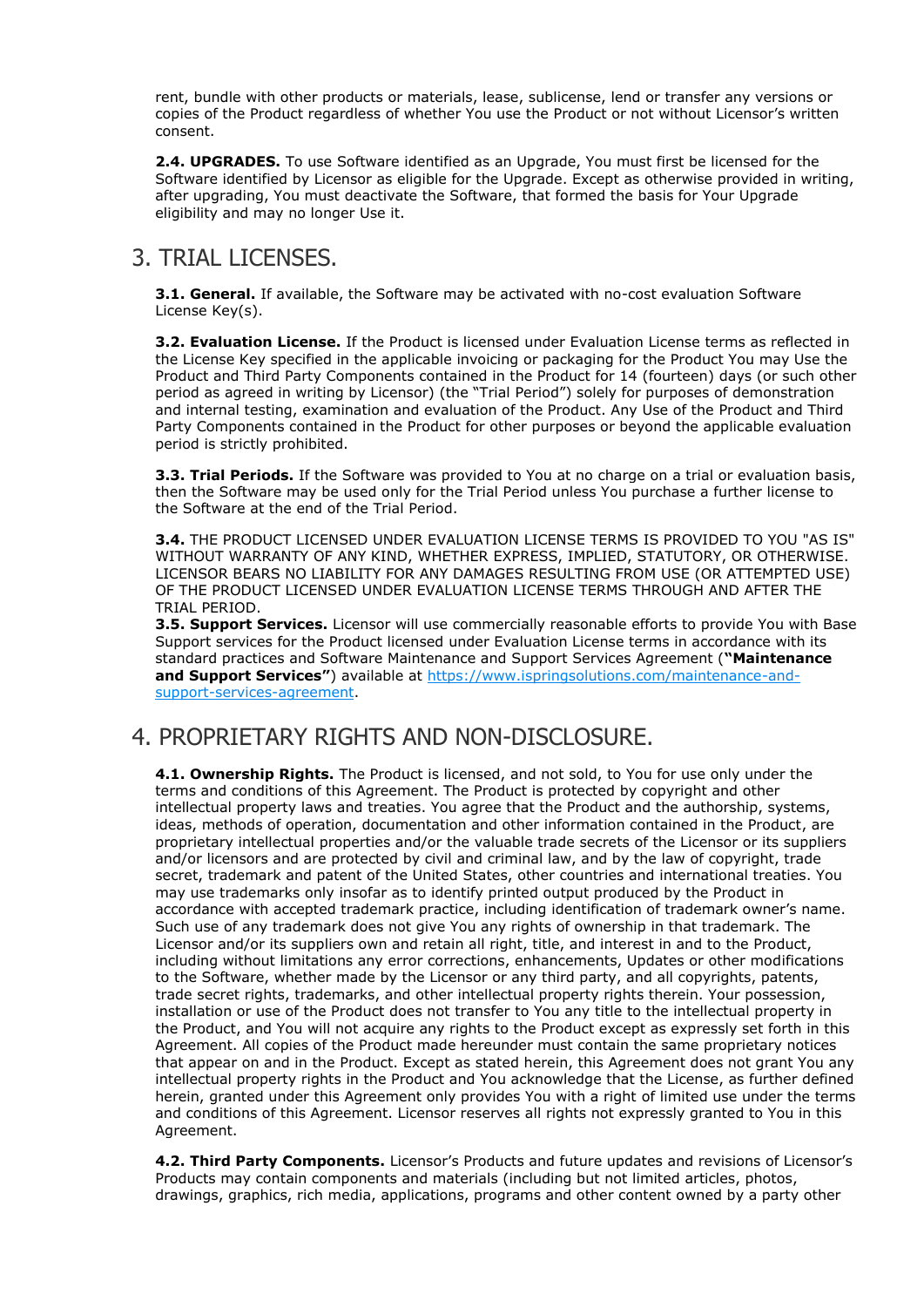rent, bundle with other products or materials, lease, sublicense, lend or transfer any versions or copies of the Product regardless of whether You use the Product or not without Licensor's written consent.

**2.4. UPGRADES.** To use Software identified as an Upgrade, You must first be licensed for the Software identified by Licensor as eligible for the Upgrade. Except as otherwise provided in writing, after upgrading, You must deactivate the Software, that formed the basis for Your Upgrade eligibility and may no longer Use it.

## 3. TRIAL LICENSES.

**3.1. General.** If available, the Software may be activated with no-cost evaluation Software License Key(s).

**3.2. Evaluation License.** If the Product is licensed under Evaluation License terms as reflected in the License Key specified in the applicable invoicing or packaging for the Product You may Use the Product and Third Party Components contained in the Product for 14 (fourteen) days (or such other period as agreed in writing by Licensor) (the "Trial Period") solely for purposes of demonstration and internal testing, examination and evaluation of the Product. Any Use of the Product and Third Party Components contained in the Product for other purposes or beyond the applicable evaluation period is strictly prohibited.

**3.3. Trial Periods.** If the Software was provided to You at no charge on a trial or evaluation basis, then the Software may be used only for the Trial Period unless You purchase a further license to the Software at the end of the Trial Period.

**3.4.** THE PRODUCT LICENSED UNDER EVALUATION LICENSE TERMS IS PROVIDED TO YOU "AS IS" WITHOUT WARRANTY OF ANY KIND, WHETHER EXPRESS, IMPLIED, STATUTORY, OR OTHERWISE. LICENSOR BEARS NO LIABILITY FOR ANY DAMAGES RESULTING FROM USE (OR ATTEMPTED USE) OF THE PRODUCT LICENSED UNDER EVALUATION LICENSE TERMS THROUGH AND AFTER THE TRIAL PERIOD.

**3.5. Support Services.** Licensor will use commercially reasonable efforts to provide You with Base Support services for the Product licensed under Evaluation License terms in accordance with its standard practices and Software Maintenance and Support Services Agreement (**"Maintenance and Support Services"**) available at [https://www.ispringsolutions.com/maintenance-and-support-services-agreement](https://www.ispringsolutions.com/maintenance-and-support-services-agreement).

## 4. PROPRIETARY RIGHTS AND NON-DISCLOSURE.

**4.1. Ownership Rights.** The Product is licensed, and not sold, to You for use only under the terms and conditions of this Agreement. The Product is protected by copyright and other intellectual property laws and treaties. You agree that the Product and the authorship, systems, ideas, methods of operation, documentation and other information contained in the Product, are proprietary intellectual properties and/or the valuable trade secrets of the Licensor or its suppliers and/or licensors and are protected by civil and criminal law, and by the law of copyright, trade secret, trademark and patent of the United States, other countries and international treaties. You may use trademarks only insofar as to identify printed output produced by the Product in accordance with accepted trademark practice, including identification of trademark owner's name. Such use of any trademark does not give You any rights of ownership in that trademark. The Licensor and/or its suppliers own and retain all right, title, and interest in and to the Product, including without limitations any error corrections, enhancements, Updates or other modifications to the Software, whether made by the Licensor or any third party, and all copyrights, patents, trade secret rights, trademarks, and other intellectual property rights therein. Your possession, installation or use of the Product does not transfer to You any title to the intellectual property in the Product, and You will not acquire any rights to the Product except as expressly set forth in this Agreement. All copies of the Product made hereunder must contain the same proprietary notices that appear on and in the Product. Except as stated herein, this Agreement does not grant You any intellectual property rights in the Product and You acknowledge that the License, as further defined herein, granted under this Agreement only provides You with a right of limited use under the terms and conditions of this Agreement. Licensor reserves all rights not expressly granted to You in this Agreement.

**4.2. Third Party Components.** Licensor's Products and future updates and revisions of Licensor's Products may contain components and materials (including but not limited articles, photos, drawings, graphics, rich media, applications, programs and other content owned by a party other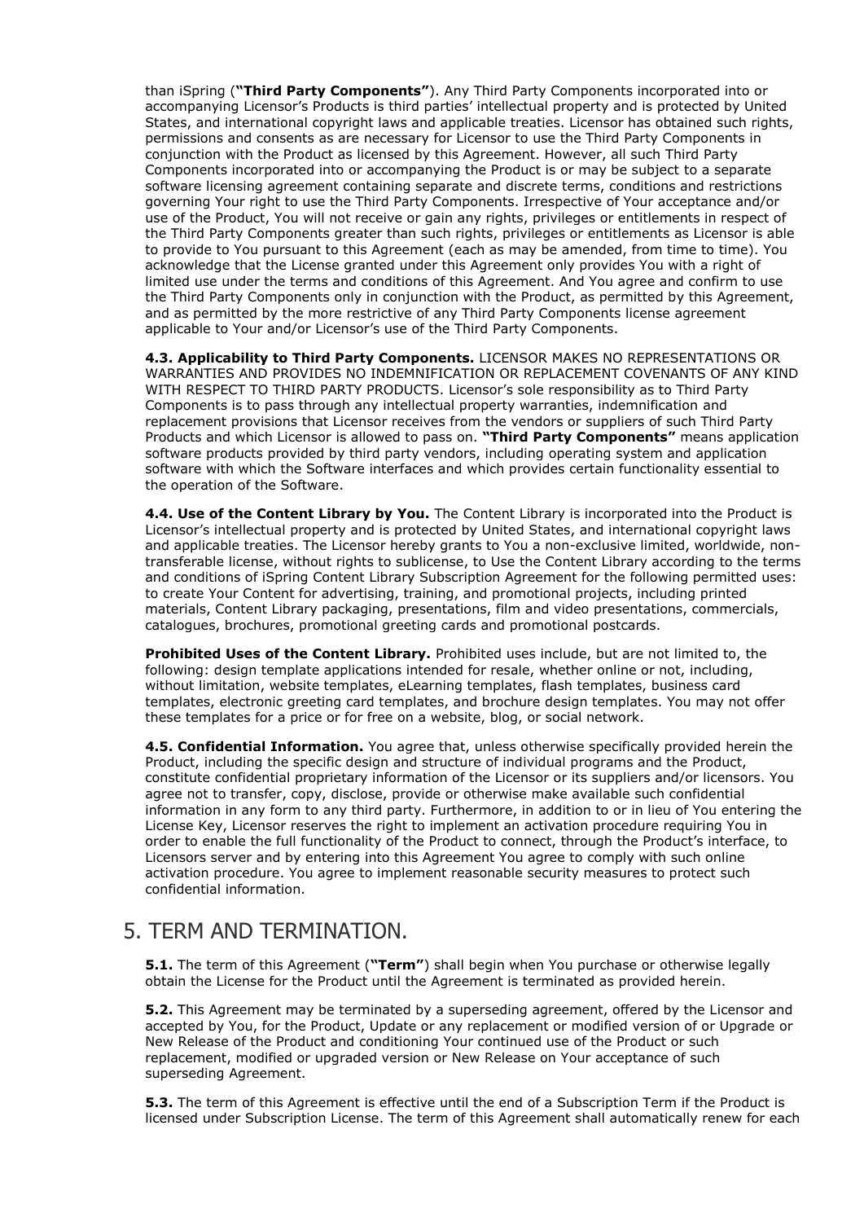than iSpring (**"Third Party Components"**). Any Third Party Components incorporated into or accompanying Licensor's Products is third parties' intellectual property and is protected by United States, and international copyright laws and applicable treaties. Licensor has obtained such rights, permissions and consents as are necessary for Licensor to use the Third Party Components in conjunction with the Product as licensed by this Agreement. However, all such Third Party Components incorporated into or accompanying the Product is or may be subject to a separate software licensing agreement containing separate and discrete terms, conditions and restrictions governing Your right to use the Third Party Components. Irrespective of Your acceptance and/or use of the Product, You will not receive or gain any rights, privileges or entitlements in respect of the Third Party Components greater than such rights, privileges or entitlements as Licensor is able to provide to You pursuant to this Agreement (each as may be amended, from time to time). You acknowledge that the License granted under this Agreement only provides You with a right of limited use under the terms and conditions of this Agreement. And You agree and confirm to use the Third Party Components only in conjunction with the Product, as permitted by this Agreement, and as permitted by the more restrictive of any Third Party Components license agreement applicable to Your and/or Licensor's use of the Third Party Components.

**4.3. Applicability to Third Party Components.** LICENSOR MAKES NO REPRESENTATIONS OR WARRANTIES AND PROVIDES NO INDEMNIFICATION OR REPLACEMENT COVENANTS OF ANY KIND WITH RESPECT TO THIRD PARTY PRODUCTS. Licensor's sole responsibility as to Third Party Components is to pass through any intellectual property warranties, indemnification and replacement provisions that Licensor receives from the vendors or suppliers of such Third Party Products and which Licensor is allowed to pass on. **"Third Party Components"** means application software products provided by third party vendors, including operating system and application software with which the Software interfaces and which provides certain functionality essential to the operation of the Software.

**4.4. Use of the Content Library by You.** The Content Library is incorporated into the Product is Licensor's intellectual property and is protected by United States, and international copyright laws and applicable treaties. The Licensor hereby grants to You a non-exclusive limited, worldwide, non-transferable license, without rights to sublicense, to Use the Content Library according to the terms and conditions of iSpring Content Library Subscription Agreement for the following permitted uses: to create Your Content for advertising, training, and promotional projects, including printed materials, Content Library packaging, presentations, film and video presentations, commercials, catalogues, brochures, promotional greeting cards and promotional postcards.

**Prohibited Uses of the Content Library.** Prohibited uses include, but are not limited to, the following: design template applications intended for resale, whether online or not, including, without limitation, website templates, eLearning templates, flash templates, business card templates, electronic greeting card templates, and brochure design templates. You may not offer these templates for a price or for free on a website, blog, or social network.

**4.5. Confidential Information.** You agree that, unless otherwise specifically provided herein the Product, including the specific design and structure of individual programs and the Product, constitute confidential proprietary information of the Licensor or its suppliers and/or licensors. You agree not to transfer, copy, disclose, provide or otherwise make available such confidential information in any form to any third party. Furthermore, in addition to or in lieu of You entering the License Key, Licensor reserves the right to implement an activation procedure requiring You in order to enable the full functionality of the Product to connect, through the Product's interface, to Licensors server and by entering into this Agreement You agree to comply with such online activation procedure. You agree to implement reasonable security measures to protect such confidential information.

## 5. TERM AND TERMINATION.

**5.1.** The term of this Agreement (**"Term"**) shall begin when You purchase or otherwise legally obtain the License for the Product until the Agreement is terminated as provided herein.

**5.2.** This Agreement may be terminated by a superseding agreement, offered by the Licensor and accepted by You, for the Product, Update or any replacement or modified version of or Upgrade or New Release of the Product and conditioning Your continued use of the Product or such replacement, modified or upgraded version or New Release on Your acceptance of such superseding Agreement.

**5.3.** The term of this Agreement is effective until the end of a Subscription Term if the Product is licensed under Subscription License. The term of this Agreement shall automatically renew for each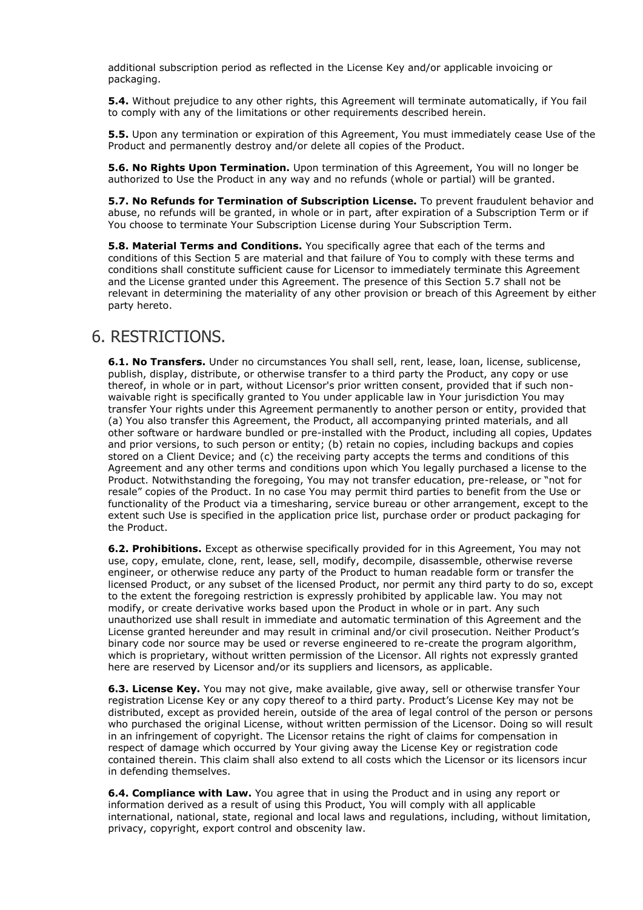additional subscription period as reflected in the License Key and/or applicable invoicing or packaging.

**5.4.** Without prejudice to any other rights, this Agreement will terminate automatically, if You fail to comply with any of the limitations or other requirements described herein.

**5.5.** Upon any termination or expiration of this Agreement, You must immediately cease Use of the Product and permanently destroy and/or delete all copies of the Product.

**5.6. No Rights Upon Termination.** Upon termination of this Agreement, You will no longer be authorized to Use the Product in any way and no refunds (whole or partial) will be granted.

**5.7. No Refunds for Termination of Subscription License.** To prevent fraudulent behavior and abuse, no refunds will be granted, in whole or in part, after expiration of a Subscription Term or if You choose to terminate Your Subscription License during Your Subscription Term.

**5.8. Material Terms and Conditions.** You specifically agree that each of the terms and conditions of this Section 5 are material and that failure of You to comply with these terms and conditions shall constitute sufficient cause for Licensor to immediately terminate this Agreement and the License granted under this Agreement. The presence of this Section 5.7 shall not be relevant in determining the materiality of any other provision or breach of this Agreement by either party hereto.

# 6. RESTRICTIONS.

**6.1. No Transfers.** Under no circumstances You shall sell, rent, lease, loan, license, sublicense, publish, display, distribute, or otherwise transfer to a third party the Product, any copy or use thereof, in whole or in part, without Licensor's prior written consent, provided that if such non-waivable right is specifically granted to You under applicable law in Your jurisdiction You may transfer Your rights under this Agreement permanently to another person or entity, provided that (a) You also transfer this Agreement, the Product, all accompanying printed materials, and all other software or hardware bundled or pre-installed with the Product, including all copies, Updates and prior versions, to such person or entity; (b) retain no copies, including backups and copies stored on a Client Device; and (c) the receiving party accepts the terms and conditions of this Agreement and any other terms and conditions upon which You legally purchased a license to the Product. Notwithstanding the foregoing, You may not transfer education, pre-release, or "not for resale" copies of the Product. In no case You may permit third parties to benefit from the Use or functionality of the Product via a timesharing, service bureau or other arrangement, except to the extent such Use is specified in the application price list, purchase order or product packaging for the Product.

**6.2. Prohibitions.** Except as otherwise specifically provided for in this Agreement, You may not use, copy, emulate, clone, rent, lease, sell, modify, decompile, disassemble, otherwise reverse engineer, or otherwise reduce any party of the Product to human readable form or transfer the licensed Product, or any subset of the licensed Product, nor permit any third party to do so, except to the extent the foregoing restriction is expressly prohibited by applicable law. You may not modify, or create derivative works based upon the Product in whole or in part. Any such unauthorized use shall result in immediate and automatic termination of this Agreement and the License granted hereunder and may result in criminal and/or civil prosecution. Neither Product's binary code nor source may be used or reverse engineered to re-create the program algorithm, which is proprietary, without written permission of the Licensor. All rights not expressly granted here are reserved by Licensor and/or its suppliers and licensors, as applicable.

**6.3. License Key.** You may not give, make available, give away, sell or otherwise transfer Your registration License Key or any copy thereof to a third party. Product's License Key may not be distributed, except as provided herein, outside of the area of legal control of the person or persons who purchased the original License, without written permission of the Licensor. Doing so will result in an infringement of copyright. The Licensor retains the right of claims for compensation in respect of damage which occurred by Your giving away the License Key or registration code contained therein. This claim shall also extend to all costs which the Licensor or its licensors incur in defending themselves.

**6.4. Compliance with Law.** You agree that in using the Product and in using any report or information derived as a result of using this Product, You will comply with all applicable international, national, state, regional and local laws and regulations, including, without limitation, privacy, copyright, export control and obscenity law.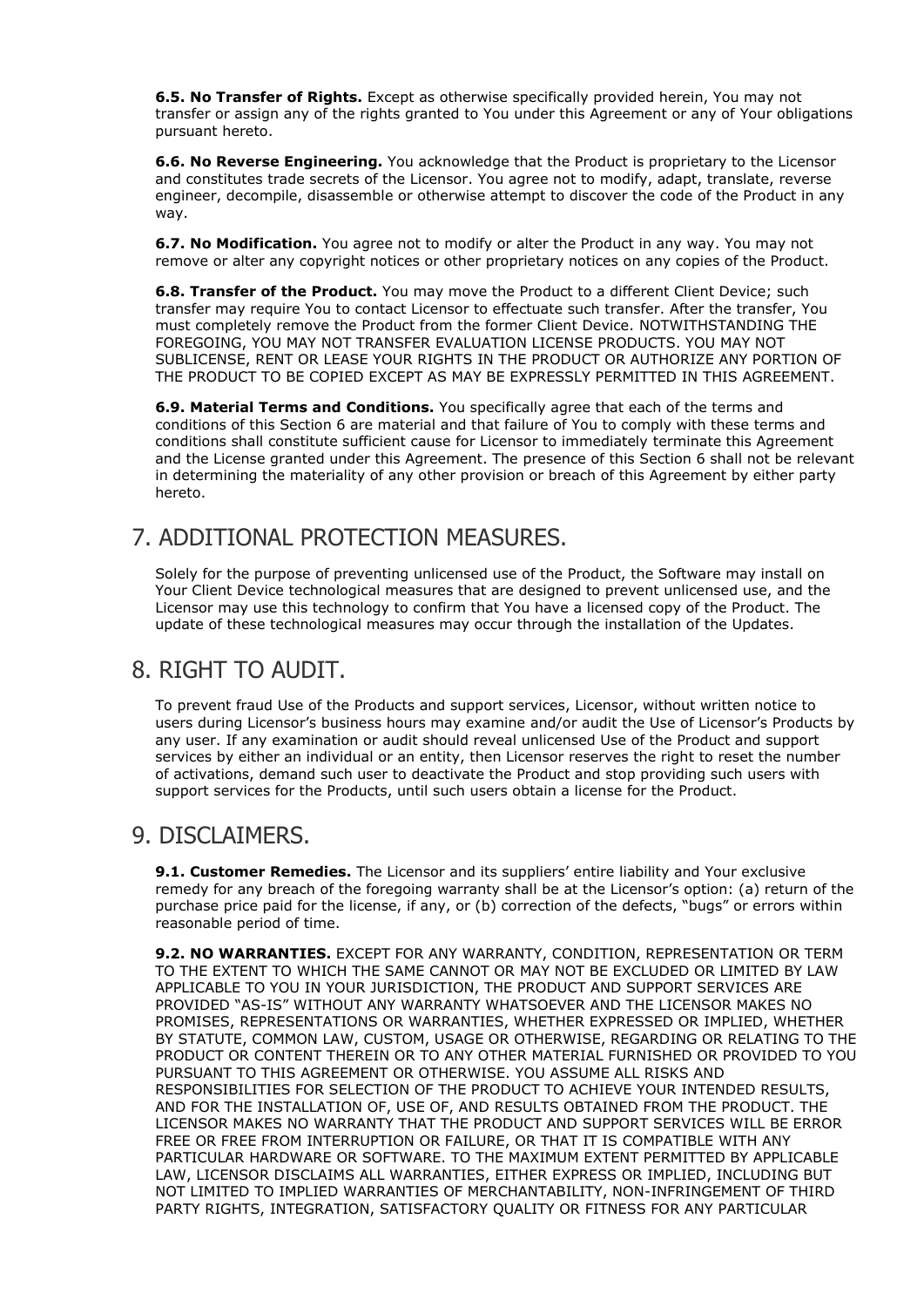**6.5. No Transfer of Rights.** Except as otherwise specifically provided herein, You may not transfer or assign any of the rights granted to You under this Agreement or any of Your obligations pursuant hereto.

**6.6. No Reverse Engineering.** You acknowledge that the Product is proprietary to the Licensor and constitutes trade secrets of the Licensor. You agree not to modify, adapt, translate, reverse engineer, decompile, disassemble or otherwise attempt to discover the code of the Product in any way.

**6.7. No Modification.** You agree not to modify or alter the Product in any way. You may not remove or alter any copyright notices or other proprietary notices on any copies of the Product.

**6.8. Transfer of the Product.** You may move the Product to a different Client Device; such transfer may require You to contact Licensor to effectuate such transfer. After the transfer, You must completely remove the Product from the former Client Device. NOTWITHSTANDING THE FOREGOING, YOU MAY NOT TRANSFER EVALUATION LICENSE PRODUCTS. YOU MAY NOT SUBLICENSE, RENT OR LEASE YOUR RIGHTS IN THE PRODUCT OR AUTHORIZE ANY PORTION OF THE PRODUCT TO BE COPIED EXCEPT AS MAY BE EXPRESSLY PERMITTED IN THIS AGREEMENT.

**6.9. Material Terms and Conditions.** You specifically agree that each of the terms and conditions of this Section 6 are material and that failure of You to comply with these terms and conditions shall constitute sufficient cause for Licensor to immediately terminate this Agreement and the License granted under this Agreement. The presence of this Section 6 shall not be relevant in determining the materiality of any other provision or breach of this Agreement by either party hereto.

## 7. ADDITIONAL PROTECTION MEASURES.

Solely for the purpose of preventing unlicensed use of the Product, the Software may install on Your Client Device technological measures that are designed to prevent unlicensed use, and the Licensor may use this technology to confirm that You have a licensed copy of the Product. The update of these technological measures may occur through the installation of the Updates.

## 8. RIGHT TO AUDIT.

To prevent fraud Use of the Products and support services, Licensor, without written notice to users during Licensor's business hours may examine and/or audit the Use of Licensor's Products by any user. If any examination or audit should reveal unlicensed Use of the Product and support services by either an individual or an entity, then Licensor reserves the right to reset the number of activations, demand such user to deactivate the Product and stop providing such users with support services for the Products, until such users obtain a license for the Product.

## 9. DISCLAIMERS.

**9.1. Customer Remedies.** The Licensor and its suppliers' entire liability and Your exclusive remedy for any breach of the foregoing warranty shall be at the Licensor's option: (a) return of the purchase price paid for the license, if any, or (b) correction of the defects, "bugs" or errors within reasonable period of time.

**9.2. NO WARRANTIES.** EXCEPT FOR ANY WARRANTY, CONDITION, REPRESENTATION OR TERM TO THE EXTENT TO WHICH THE SAME CANNOT OR MAY NOT BE EXCLUDED OR LIMITED BY LAW APPLICABLE TO YOU IN YOUR JURISDICTION, THE PRODUCT AND SUPPORT SERVICES ARE PROVIDED "AS-IS" WITHOUT ANY WARRANTY WHATSOEVER AND THE LICENSOR MAKES NO PROMISES, REPRESENTATIONS OR WARRANTIES, WHETHER EXPRESSED OR IMPLIED, WHETHER BY STATUTE, COMMON LAW, CUSTOM, USAGE OR OTHERWISE, REGARDING OR RELATING TO THE PRODUCT OR CONTENT THEREIN OR TO ANY OTHER MATERIAL FURNISHED OR PROVIDED TO YOU PURSUANT TO THIS AGREEMENT OR OTHERWISE. YOU ASSUME ALL RISKS AND RESPONSIBILITIES FOR SELECTION OF THE PRODUCT TO ACHIEVE YOUR INTENDED RESULTS, AND FOR THE INSTALLATION OF, USE OF, AND RESULTS OBTAINED FROM THE PRODUCT. THE LICENSOR MAKES NO WARRANTY THAT THE PRODUCT AND SUPPORT SERVICES WILL BE ERROR FREE OR FREE FROM INTERRUPTION OR FAILURE, OR THAT IT IS COMPATIBLE WITH ANY PARTICULAR HARDWARE OR SOFTWARE. TO THE MAXIMUM EXTENT PERMITTED BY APPLICABLE LAW, LICENSOR DISCLAIMS ALL WARRANTIES, EITHER EXPRESS OR IMPLIED, INCLUDING BUT NOT LIMITED TO IMPLIED WARRANTIES OF MERCHANTABILITY, NON-INFRINGEMENT OF THIRD PARTY RIGHTS, INTEGRATION, SATISFACTORY QUALITY OR FITNESS FOR ANY PARTICULAR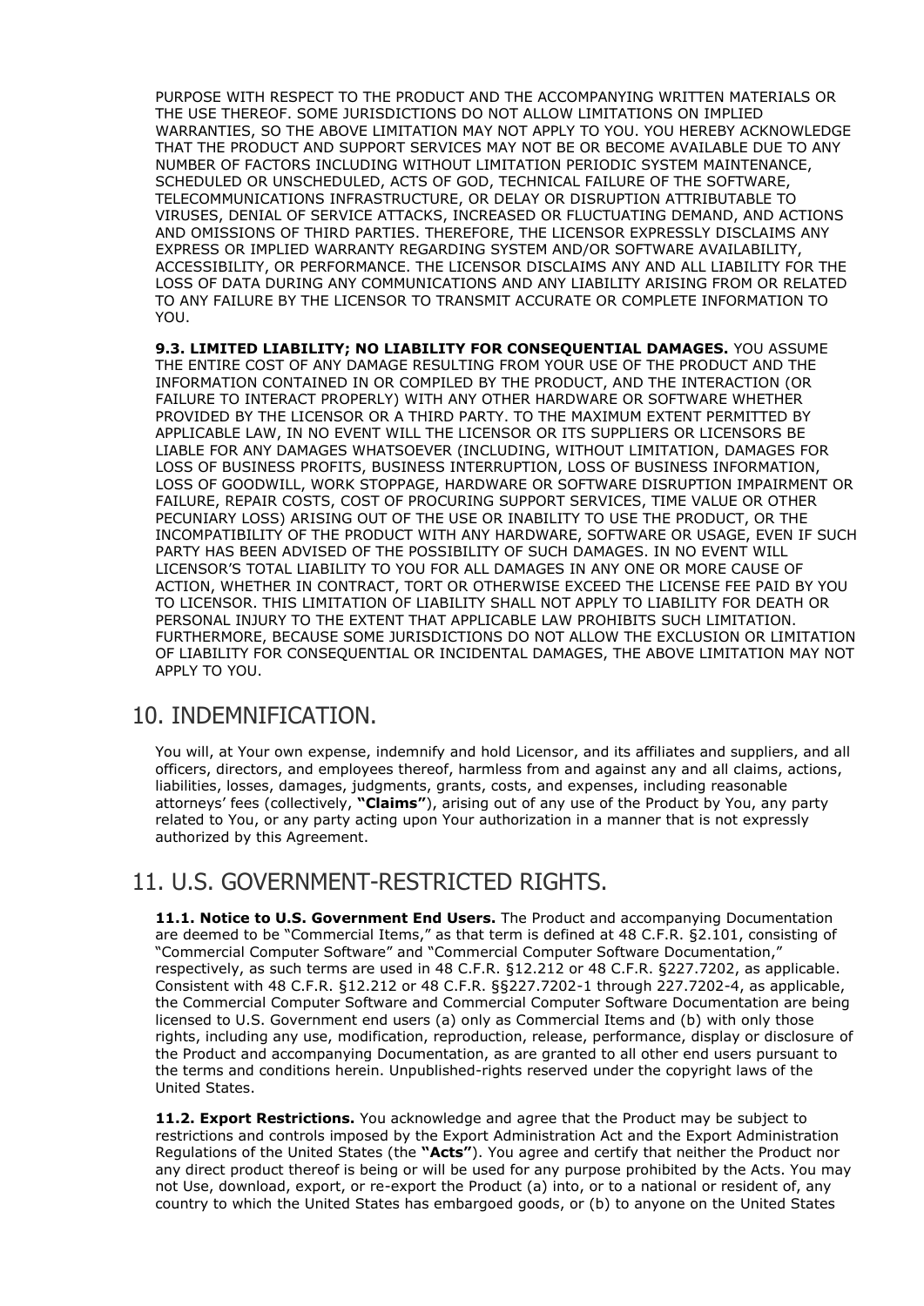PURPOSE WITH RESPECT TO THE PRODUCT AND THE ACCOMPANYING WRITTEN MATERIALS OR THE USE THEREOF. SOME JURISDICTIONS DO NOT ALLOW LIMITATIONS ON IMPLIED WARRANTIES, SO THE ABOVE LIMITATION MAY NOT APPLY TO YOU. YOU HEREBY ACKNOWLEDGE THAT THE PRODUCT AND SUPPORT SERVICES MAY NOT BE OR BECOME AVAILABLE DUE TO ANY NUMBER OF FACTORS INCLUDING WITHOUT LIMITATION PERIODIC SYSTEM MAINTENANCE, SCHEDULED OR UNSCHEDULED, ACTS OF GOD, TECHNICAL FAILURE OF THE SOFTWARE, TELECOMMUNICATIONS INFRASTRUCTURE, OR DELAY OR DISRUPTION ATTRIBUTABLE TO VIRUSES, DENIAL OF SERVICE ATTACKS, INCREASED OR FLUCTUATING DEMAND, AND ACTIONS AND OMISSIONS OF THIRD PARTIES. THEREFORE, THE LICENSOR EXPRESSLY DISCLAIMS ANY EXPRESS OR IMPLIED WARRANTY REGARDING SYSTEM AND/OR SOFTWARE AVAILABILITY, ACCESSIBILITY, OR PERFORMANCE. THE LICENSOR DISCLAIMS ANY AND ALL LIABILITY FOR THE LOSS OF DATA DURING ANY COMMUNICATIONS AND ANY LIABILITY ARISING FROM OR RELATED TO ANY FAILURE BY THE LICENSOR TO TRANSMIT ACCURATE OR COMPLETE INFORMATION TO YOU.

**9.3. LIMITED LIABILITY; NO LIABILITY FOR CONSEQUENTIAL DAMAGES.** YOU ASSUME THE ENTIRE COST OF ANY DAMAGE RESULTING FROM YOUR USE OF THE PRODUCT AND THE INFORMATION CONTAINED IN OR COMPILED BY THE PRODUCT, AND THE INTERACTION (OR FAILURE TO INTERACT PROPERLY) WITH ANY OTHER HARDWARE OR SOFTWARE WHETHER PROVIDED BY THE LICENSOR OR A THIRD PARTY. TO THE MAXIMUM EXTENT PERMITTED BY APPLICABLE LAW, IN NO EVENT WILL THE LICENSOR OR ITS SUPPLIERS OR LICENSORS BE LIABLE FOR ANY DAMAGES WHATSOEVER (INCLUDING, WITHOUT LIMITATION, DAMAGES FOR LOSS OF BUSINESS PROFITS, BUSINESS INTERRUPTION, LOSS OF BUSINESS INFORMATION, LOSS OF GOODWILL, WORK STOPPAGE, HARDWARE OR SOFTWARE DISRUPTION IMPAIRMENT OR FAILURE, REPAIR COSTS, COST OF PROCURING SUPPORT SERVICES, TIME VALUE OR OTHER PECUNIARY LOSS) ARISING OUT OF THE USE OR INABILITY TO USE THE PRODUCT, OR THE INCOMPATIBILITY OF THE PRODUCT WITH ANY HARDWARE, SOFTWARE OR USAGE, EVEN IF SUCH PARTY HAS BEEN ADVISED OF THE POSSIBILITY OF SUCH DAMAGES. IN NO EVENT WILL LICENSOR'S TOTAL LIABILITY TO YOU FOR ALL DAMAGES IN ANY ONE OR MORE CAUSE OF ACTION, WHETHER IN CONTRACT, TORT OR OTHERWISE EXCEED THE LICENSE FEE PAID BY YOU TO LICENSOR. THIS LIMITATION OF LIABILITY SHALL NOT APPLY TO LIABILITY FOR DEATH OR PERSONAL INJURY TO THE EXTENT THAT APPLICABLE LAW PROHIBITS SUCH LIMITATION. FURTHERMORE, BECAUSE SOME JURISDICTIONS DO NOT ALLOW THE EXCLUSION OR LIMITATION OF LIABILITY FOR CONSEQUENTIAL OR INCIDENTAL DAMAGES, THE ABOVE LIMITATION MAY NOT APPLY TO YOU.

## 10. INDEMNIFICATION.

You will, at Your own expense, indemnify and hold Licensor, and its affiliates and suppliers, and all officers, directors, and employees thereof, harmless from and against any and all claims, actions, liabilities, losses, damages, judgments, grants, costs, and expenses, including reasonable attorneys' fees (collectively, **"Claims"**), arising out of any use of the Product by You, any party related to You, or any party acting upon Your authorization in a manner that is not expressly authorized by this Agreement.

## 11. U.S. GOVERNMENT-RESTRICTED RIGHTS.

**11.1. Notice to U.S. Government End Users.** The Product and accompanying Documentation are deemed to be "Commercial Items," as that term is defined at 48 C.F.R. §2.101, consisting of "Commercial Computer Software" and "Commercial Computer Software Documentation," respectively, as such terms are used in 48 C.F.R. §12.212 or 48 C.F.R. §227.7202, as applicable. Consistent with 48 C.F.R. §12.212 or 48 C.F.R. §§227.7202-1 through 227.7202-4, as applicable, the Commercial Computer Software and Commercial Computer Software Documentation are being licensed to U.S. Government end users (a) only as Commercial Items and (b) with only those rights, including any use, modification, reproduction, release, performance, display or disclosure of the Product and accompanying Documentation, as are granted to all other end users pursuant to the terms and conditions herein. Unpublished-rights reserved under the copyright laws of the United States.

**11.2. Export Restrictions.** You acknowledge and agree that the Product may be subject to restrictions and controls imposed by the Export Administration Act and the Export Administration Regulations of the United States (the **"Acts"**). You agree and certify that neither the Product nor any direct product thereof is being or will be used for any purpose prohibited by the Acts. You may not Use, download, export, or re-export the Product (a) into, or to a national or resident of, any country to which the United States has embargoed goods, or (b) to anyone on the United States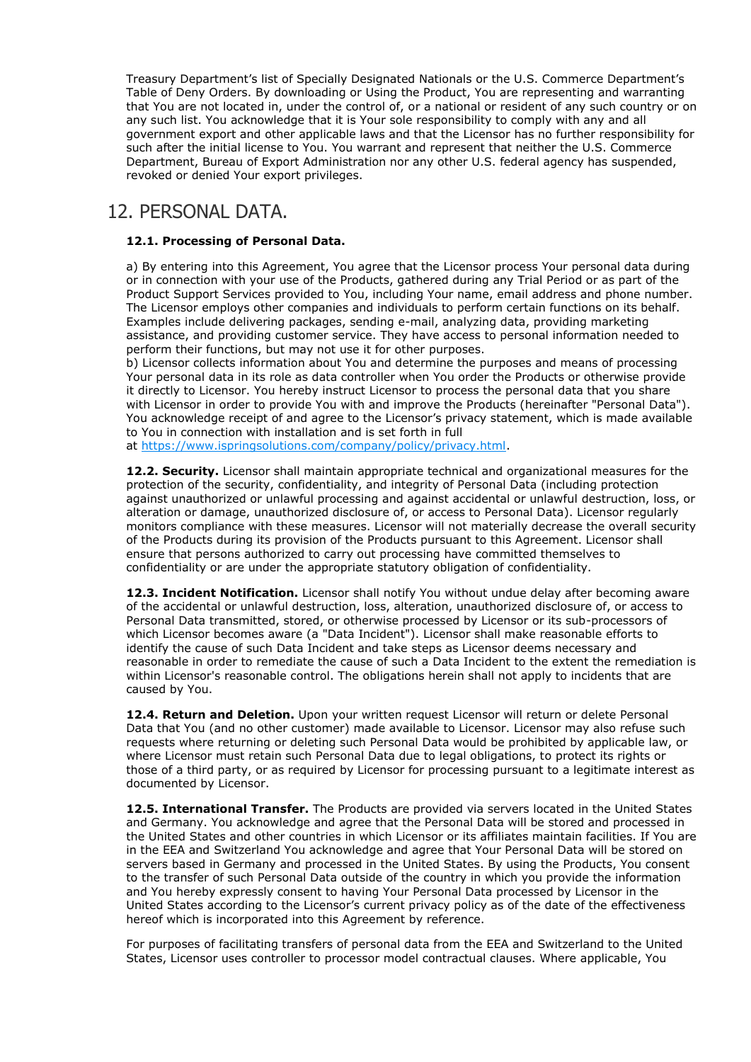Treasury Department's list of Specially Designated Nationals or the U.S. Commerce Department's Table of Deny Orders. By downloading or Using the Product, You are representing and warranting that You are not located in, under the control of, or a national or resident of any such country or on any such list. You acknowledge that it is Your sole responsibility to comply with any and all government export and other applicable laws and that the Licensor has no further responsibility for such after the initial license to You. You warrant and represent that neither the U.S. Commerce Department, Bureau of Export Administration nor any other U.S. federal agency has suspended, revoked or denied Your export privileges.

## 12. PERSONAL DATA.

**12.1. Processing of Personal Data.**

a) By entering into this Agreement, You agree that the Licensor process Your personal data during or in connection with your use of the Products, gathered during any Trial Period or as part of the Product Support Services provided to You, including Your name, email address and phone number. The Licensor employs other companies and individuals to perform certain functions on its behalf. Examples include delivering packages, sending e-mail, analyzing data, providing marketing assistance, and providing customer service. They have access to personal information needed to perform their functions, but may not use it for other purposes.

b) Licensor collects information about You and determine the purposes and means of processing Your personal data in its role as data controller when You order the Products or otherwise provide it directly to Licensor. You hereby instruct Licensor to process the personal data that you share with Licensor in order to provide You with and improve the Products (hereinafter "Personal Data"). You acknowledge receipt of and agree to the Licensor's privacy statement, which is made available to You in connection with installation and is set forth in full at [https://www.ispringsolutions.com/company/policy/privacy.html](https://www.ispringsolutions.com/company/policy/privacy.html).

**12.2. Security.** Licensor shall maintain appropriate technical and organizational measures for the protection of the security, confidentiality, and integrity of Personal Data (including protection against unauthorized or unlawful processing and against accidental or unlawful destruction, loss, or alteration or damage, unauthorized disclosure of, or access to Personal Data). Licensor regularly monitors compliance with these measures. Licensor will not materially decrease the overall security of the Products during its provision of the Products pursuant to this Agreement. Licensor shall ensure that persons authorized to carry out processing have committed themselves to confidentiality or are under the appropriate statutory obligation of confidentiality.

**12.3. Incident Notification.** Licensor shall notify You without undue delay after becoming aware of the accidental or unlawful destruction, loss, alteration, unauthorized disclosure of, or access to Personal Data transmitted, stored, or otherwise processed by Licensor or its sub-processors of which Licensor becomes aware (a "Data Incident"). Licensor shall make reasonable efforts to identify the cause of such Data Incident and take steps as Licensor deems necessary and reasonable in order to remediate the cause of such a Data Incident to the extent the remediation is within Licensor's reasonable control. The obligations herein shall not apply to incidents that are caused by You.

**12.4. Return and Deletion.** Upon your written request Licensor will return or delete Personal Data that You (and no other customer) made available to Licensor. Licensor may also refuse such requests where returning or deleting such Personal Data would be prohibited by applicable law, or where Licensor must retain such Personal Data due to legal obligations, to protect its rights or those of a third party, or as required by Licensor for processing pursuant to a legitimate interest as documented by Licensor.

**12.5. International Transfer.** The Products are provided via servers located in the United States and Germany. You acknowledge and agree that the Personal Data will be stored and processed in the United States and other countries in which Licensor or its affiliates maintain facilities. If You are in the EEA and Switzerland You acknowledge and agree that Your Personal Data will be stored on servers based in Germany and processed in the United States. By using the Products, You consent to the transfer of such Personal Data outside of the country in which you provide the information and You hereby expressly consent to having Your Personal Data processed by Licensor in the United States according to the Licensor's current privacy policy as of the date of the effectiveness hereof which is incorporated into this Agreement by reference.

For purposes of facilitating transfers of personal data from the EEA and Switzerland to the United States, Licensor uses controller to processor model contractual clauses. Where applicable, You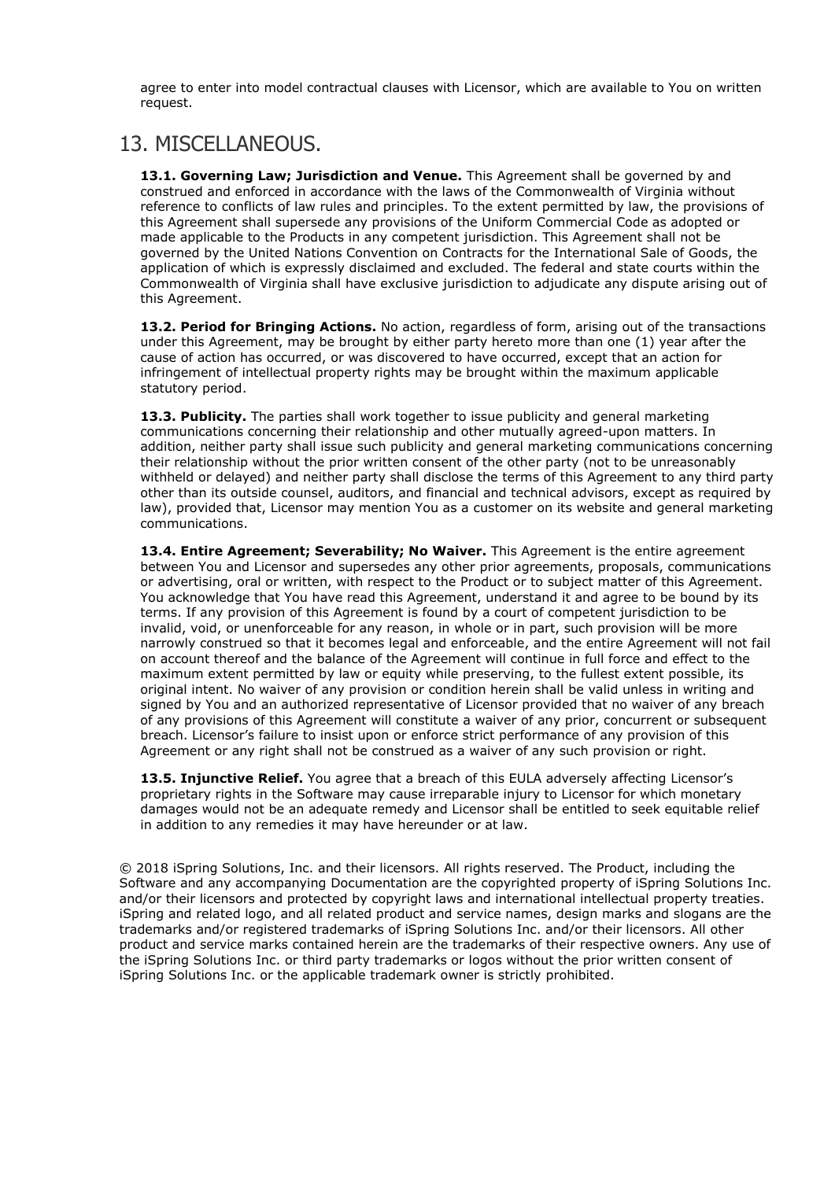agree to enter into model contractual clauses with Licensor, which are available to You on written request.

## 13. MISCELLANEOUS.

**13.1. Governing Law; Jurisdiction and Venue.** This Agreement shall be governed by and construed and enforced in accordance with the laws of the Commonwealth of Virginia without reference to conflicts of law rules and principles. To the extent permitted by law, the provisions of this Agreement shall supersede any provisions of the Uniform Commercial Code as adopted or made applicable to the Products in any competent jurisdiction. This Agreement shall not be governed by the United Nations Convention on Contracts for the International Sale of Goods, the application of which is expressly disclaimed and excluded. The federal and state courts within the Commonwealth of Virginia shall have exclusive jurisdiction to adjudicate any dispute arising out of this Agreement.

**13.2. Period for Bringing Actions.** No action, regardless of form, arising out of the transactions under this Agreement, may be brought by either party hereto more than one (1) year after the cause of action has occurred, or was discovered to have occurred, except that an action for infringement of intellectual property rights may be brought within the maximum applicable statutory period.

**13.3. Publicity.** The parties shall work together to issue publicity and general marketing communications concerning their relationship and other mutually agreed-upon matters. In addition, neither party shall issue such publicity and general marketing communications concerning their relationship without the prior written consent of the other party (not to be unreasonably withheld or delayed) and neither party shall disclose the terms of this Agreement to any third party other than its outside counsel, auditors, and financial and technical advisors, except as required by law), provided that, Licensor may mention You as a customer on its website and general marketing communications.

**13.4. Entire Agreement; Severability; No Waiver.** This Agreement is the entire agreement between You and Licensor and supersedes any other prior agreements, proposals, communications or advertising, oral or written, with respect to the Product or to subject matter of this Agreement. You acknowledge that You have read this Agreement, understand it and agree to be bound by its terms. If any provision of this Agreement is found by a court of competent jurisdiction to be invalid, void, or unenforceable for any reason, in whole or in part, such provision will be more narrowly construed so that it becomes legal and enforceable, and the entire Agreement will not fail on account thereof and the balance of the Agreement will continue in full force and effect to the maximum extent permitted by law or equity while preserving, to the fullest extent possible, its original intent. No waiver of any provision or condition herein shall be valid unless in writing and signed by You and an authorized representative of Licensor provided that no waiver of any breach of any provisions of this Agreement will constitute a waiver of any prior, concurrent or subsequent breach. Licensor's failure to insist upon or enforce strict performance of any provision of this Agreement or any right shall not be construed as a waiver of any such provision or right.

**13.5. Injunctive Relief.** You agree that a breach of this EULA adversely affecting Licensor's proprietary rights in the Software may cause irreparable injury to Licensor for which monetary damages would not be an adequate remedy and Licensor shall be entitled to seek equitable relief in addition to any remedies it may have hereunder or at law.

© 2018 iSpring Solutions, Inc. and their licensors. All rights reserved. The Product, including the Software and any accompanying Documentation are the copyrighted property of iSpring Solutions Inc. and/or their licensors and protected by copyright laws and international intellectual property treaties. iSpring and related logo, and all related product and service names, design marks and slogans are the trademarks and/or registered trademarks of iSpring Solutions Inc. and/or their licensors. All other product and service marks contained herein are the trademarks of their respective owners. Any use of the iSpring Solutions Inc. or third party trademarks or logos without the prior written consent of iSpring Solutions Inc. or the applicable trademark owner is strictly prohibited.